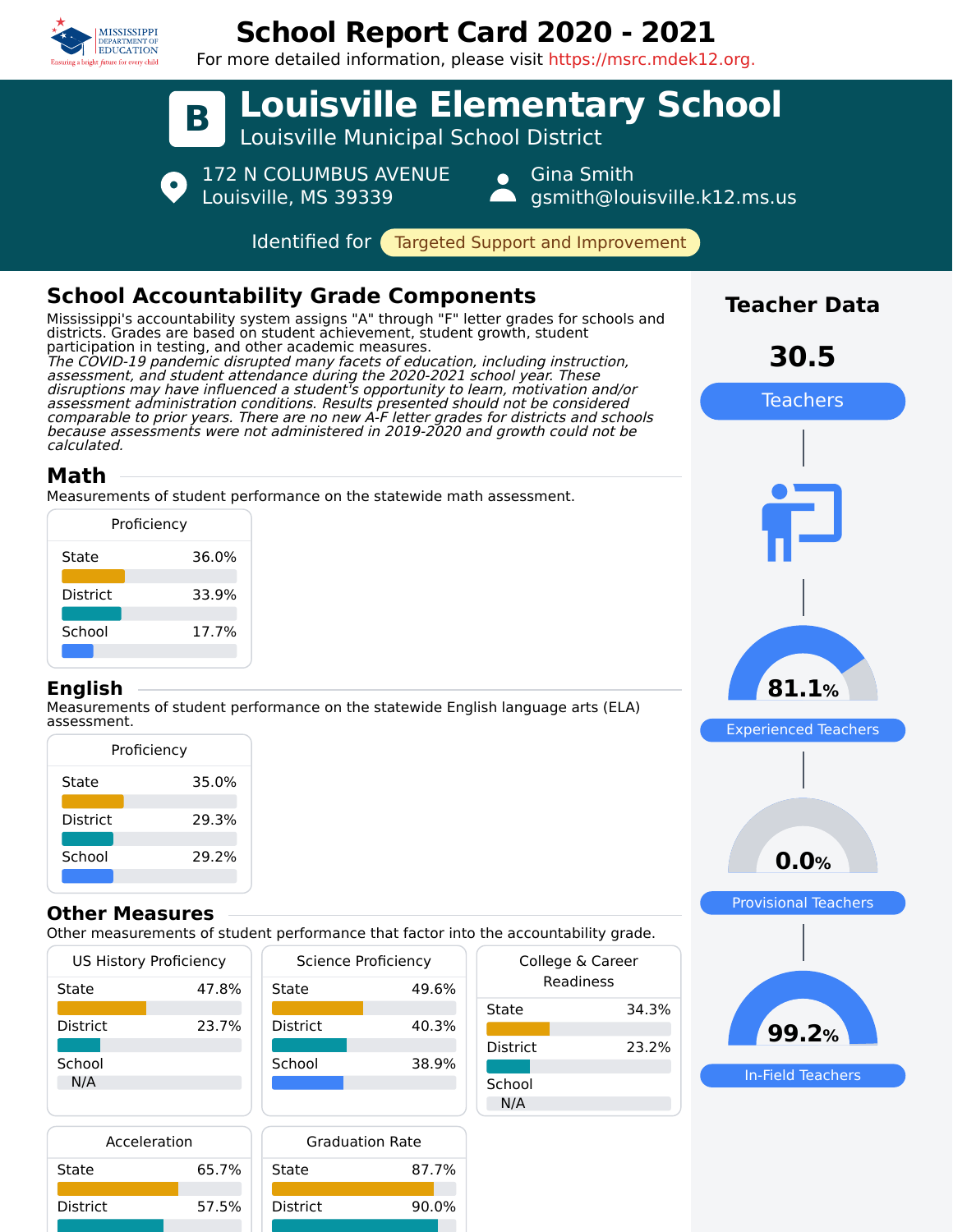# School Report Card 2020 - 2021

For more detailed information, please visit https://msrc.mdek12.org.

# Louisville Elementary School

**B**

Louisville Municipal School District

172 N COLUMBUS AVENUE
Louisville, MS 39339

Gina Smith
gsmith@louisville.k12.ms.us

Identified for Targeted Support and Improvement

## School Accountability Grade Components

Mississippi's accountability system assigns "A" through "F" letter grades for schools and districts. Grades are based on student achievement, student growth, student participation in testing, and other academic measures.

*The COVID-19 pandemic disrupted many facets of education, including instruction, assessment, and student attendance during the 2020-2021 school year. These disruptions may have influenced a student's opportunity to learn, motivation and/or assessment administration conditions. Results presented should not be considered comparable to prior years. There are no new A-F letter grades for districts and schools because assessments were not administered in 2019-2020 and growth could not be calculated.*

### Math

Measurements of student performance on the statewide math assessment.

| Proficiency | |
|---|---|
| State | 36.0% |
| District | 33.9% |
| School | 17.7% |

### English

Measurements of student performance on the statewide English language arts (ELA) assessment.

| Proficiency | |
|---|---|
| State | 35.0% |
| District | 29.3% |
| School | 29.2% |

### Other Measures

Other measurements of student performance that factor into the accountability grade.

| US History Proficiency | |
|---|---|
| State | 47.8% |
| District | 23.7% |
| School | N/A |

| Science Proficiency | |
|---|---|
| State | 49.6% |
| District | 40.3% |
| School | 38.9% |

| College & Career Readiness | |
|---|---|
| State | 34.3% |
| District | 23.2% |
| School | N/A |

| Acceleration | |
|---|---|
| State | 65.7% |
| District | 57.5% |

| Graduation Rate | |
|---|---|
| State | 87.7% |
| District | 90.0% |

## Teacher Data

**30.5** Teachers

**81.1%** Experienced Teachers

**0.0%** Provisional Teachers

**99.2%** In-Field Teachers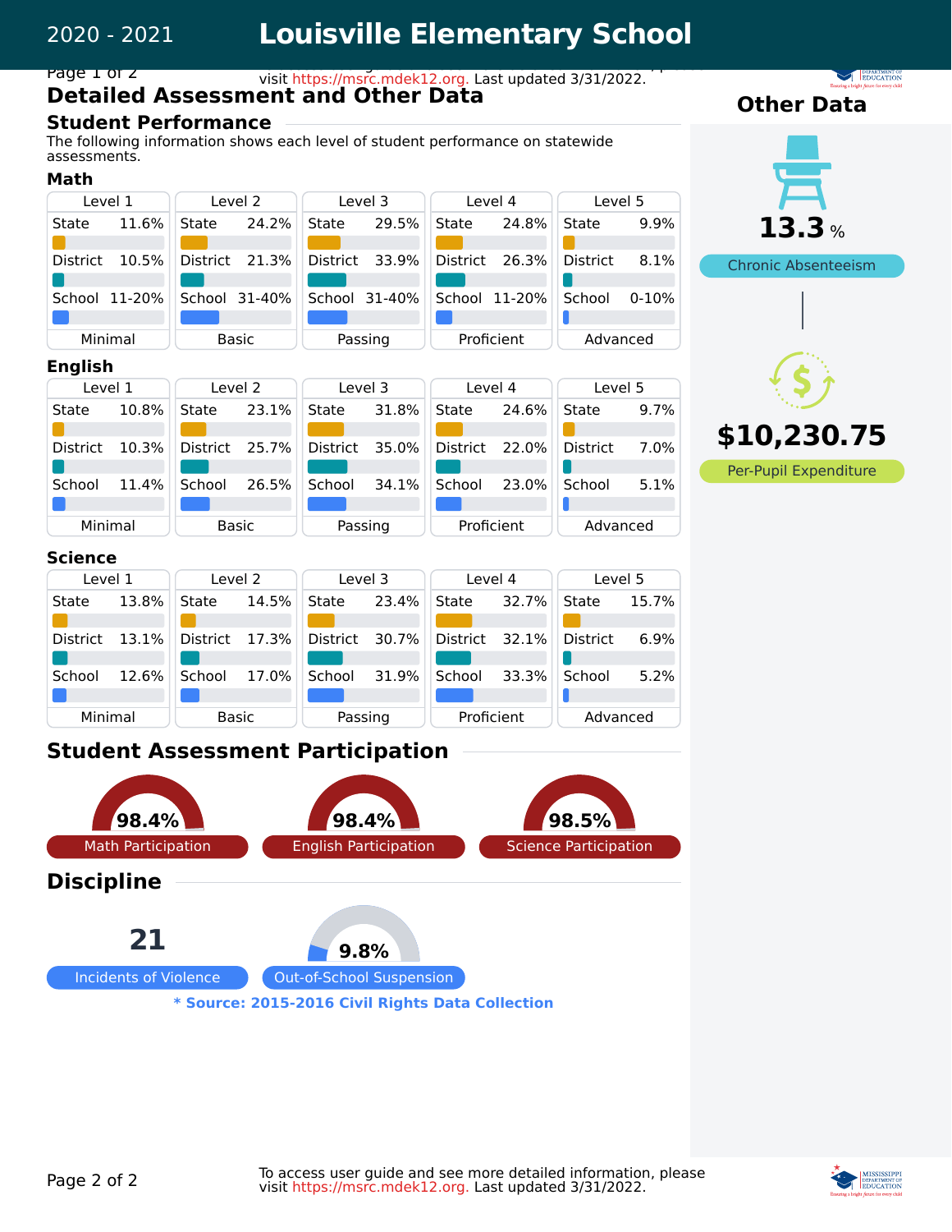# Louisville Elementary School

2020 - 2021

## Detailed Assessment and Other Data

### Student Performance

The following information shows each level of student performance on statewide assessments.

#### Math

| | Level 1 | Level 2 | Level 3 | Level 4 | Level 5 |
|---|---|---|---|---|---|
| State | 11.6% | 24.2% | 29.5% | 24.8% | 9.9% |
| District | 10.5% | 21.3% | 33.9% | 26.3% | 8.1% |
| School | 11-20% | 31-40% | 31-40% | 11-20% | 0-10% |
| | Minimal | Basic | Passing | Proficient | Advanced |

#### English

| | Level 1 | Level 2 | Level 3 | Level 4 | Level 5 |
|---|---|---|---|---|---|
| State | 10.8% | 23.1% | 31.8% | 24.6% | 9.7% |
| District | 10.3% | 25.7% | 35.0% | 22.0% | 7.0% |
| School | 11.4% | 26.5% | 34.1% | 23.0% | 5.1% |
| | Minimal | Basic | Passing | Proficient | Advanced |

#### Science

| | Level 1 | Level 2 | Level 3 | Level 4 | Level 5 |
|---|---|---|---|---|---|
| State | 13.8% | 14.5% | 23.4% | 32.7% | 15.7% |
| District | 13.1% | 17.3% | 30.7% | 32.1% | 6.9% |
| School | 12.6% | 17.0% | 31.9% | 33.3% | 5.2% |
| | Minimal | Basic | Passing | Proficient | Advanced |

### Student Assessment Participation

98.4%
Math Participation

98.4%
English Participation

98.5%
Science Participation

### Discipline

21
Incidents of Violence

9.8%
Out-of-School Suspension

**\* Source: 2015-2016 Civil Rights Data Collection**

## Other Data

13.3 %
Chronic Absenteeism

$10,230.75
Per-Pupil Expenditure

To access user guide and see more detailed information, please visit https://msrc.mdek12.org. Last updated 3/31/2022.